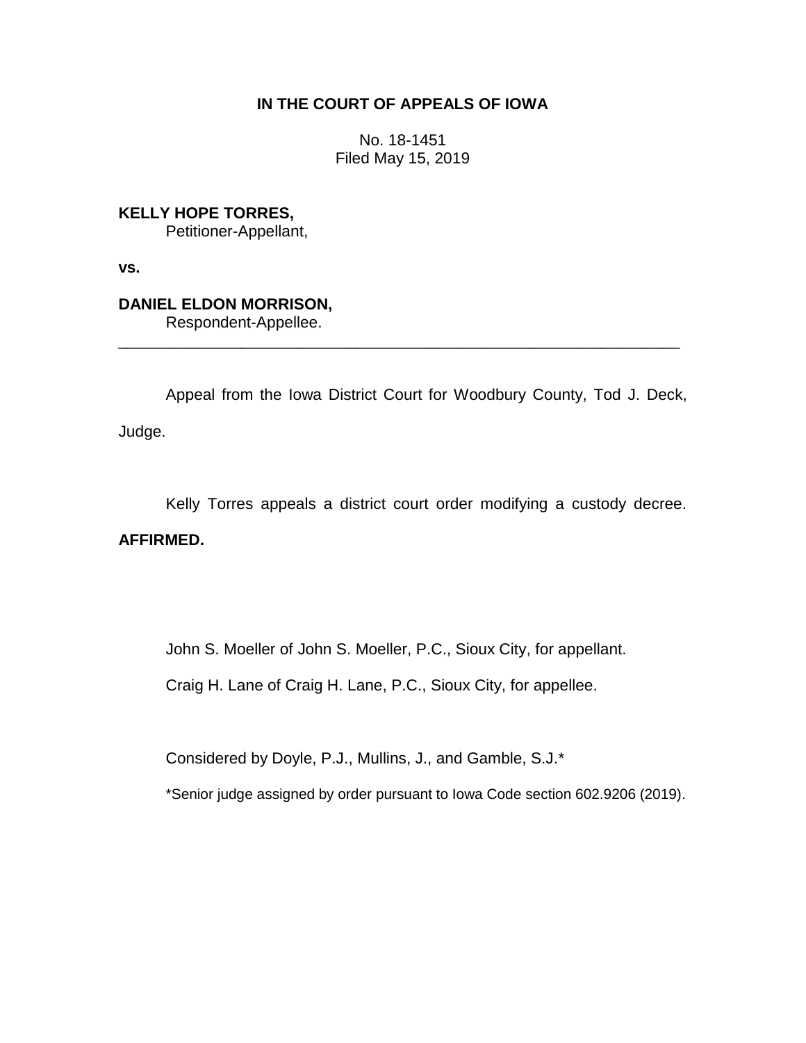**IN THE COURT OF APPEALS OF IOWA**

No. 18-1451
Filed May 15, 2019

**KELLY HOPE TORRES,**
Petitioner-Appellant,

**vs.**

**DANIEL ELDON MORRISON,**
Respondent-Appellee.

---

Appeal from the Iowa District Court for Woodbury County, Tod J. Deck, Judge.

Kelly Torres appeals a district court order modifying a custody decree. **AFFIRMED.**

John S. Moeller of John S. Moeller, P.C., Sioux City, for appellant.

Craig H. Lane of Craig H. Lane, P.C., Sioux City, for appellee.

Considered by Doyle, P.J., Mullins, J., and Gamble, S.J.*

*Senior judge assigned by order pursuant to Iowa Code section 602.9206 (2019).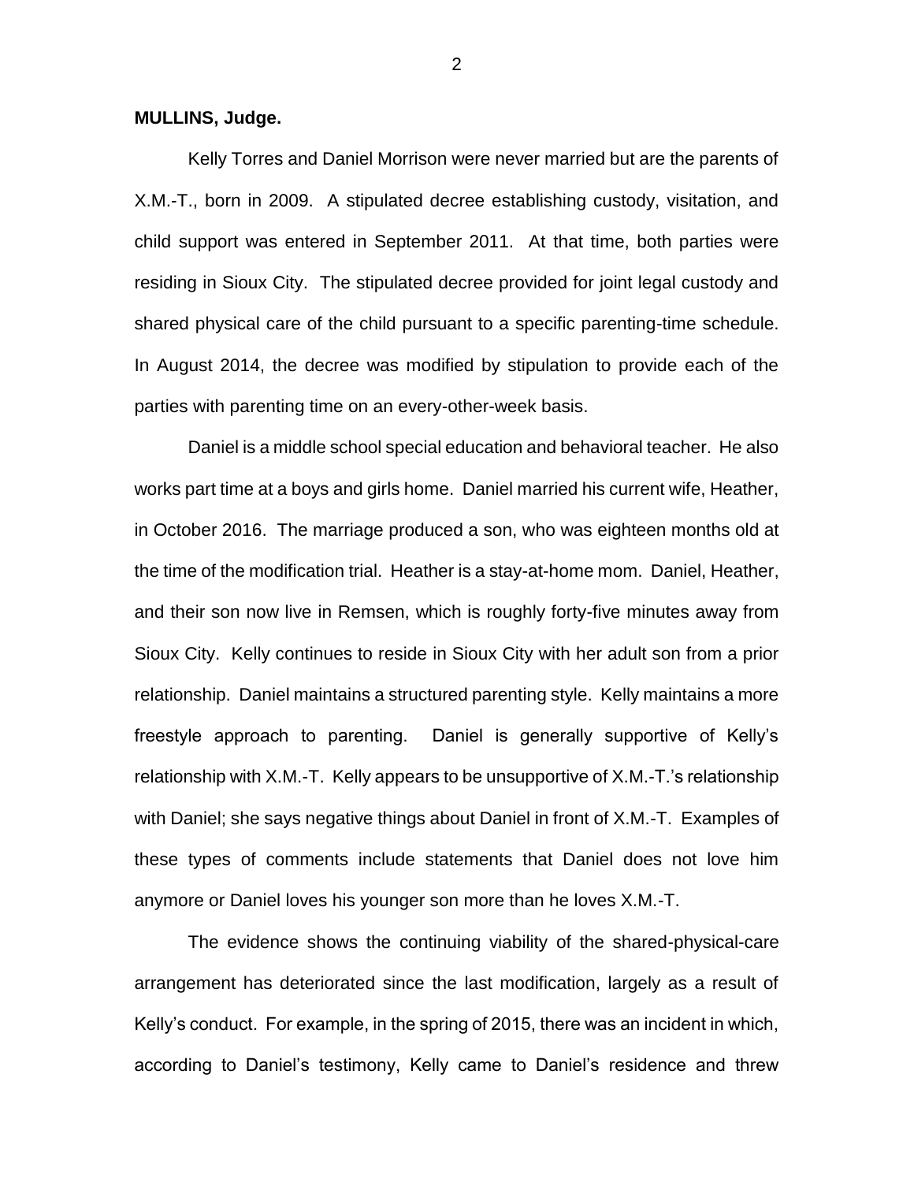**MULLINS, Judge.**

Kelly Torres and Daniel Morrison were never married but are the parents of X.M.-T., born in 2009. A stipulated decree establishing custody, visitation, and child support was entered in September 2011. At that time, both parties were residing in Sioux City. The stipulated decree provided for joint legal custody and shared physical care of the child pursuant to a specific parenting-time schedule. In August 2014, the decree was modified by stipulation to provide each of the parties with parenting time on an every-other-week basis.

Daniel is a middle school special education and behavioral teacher. He also works part time at a boys and girls home. Daniel married his current wife, Heather, in October 2016. The marriage produced a son, who was eighteen months old at the time of the modification trial. Heather is a stay-at-home mom. Daniel, Heather, and their son now live in Remsen, which is roughly forty-five minutes away from Sioux City. Kelly continues to reside in Sioux City with her adult son from a prior relationship. Daniel maintains a structured parenting style. Kelly maintains a more freestyle approach to parenting. Daniel is generally supportive of Kelly's relationship with X.M.-T. Kelly appears to be unsupportive of X.M.-T.'s relationship with Daniel; she says negative things about Daniel in front of X.M.-T. Examples of these types of comments include statements that Daniel does not love him anymore or Daniel loves his younger son more than he loves X.M.-T.

The evidence shows the continuing viability of the shared-physical-care arrangement has deteriorated since the last modification, largely as a result of Kelly's conduct. For example, in the spring of 2015, there was an incident in which, according to Daniel's testimony, Kelly came to Daniel's residence and threw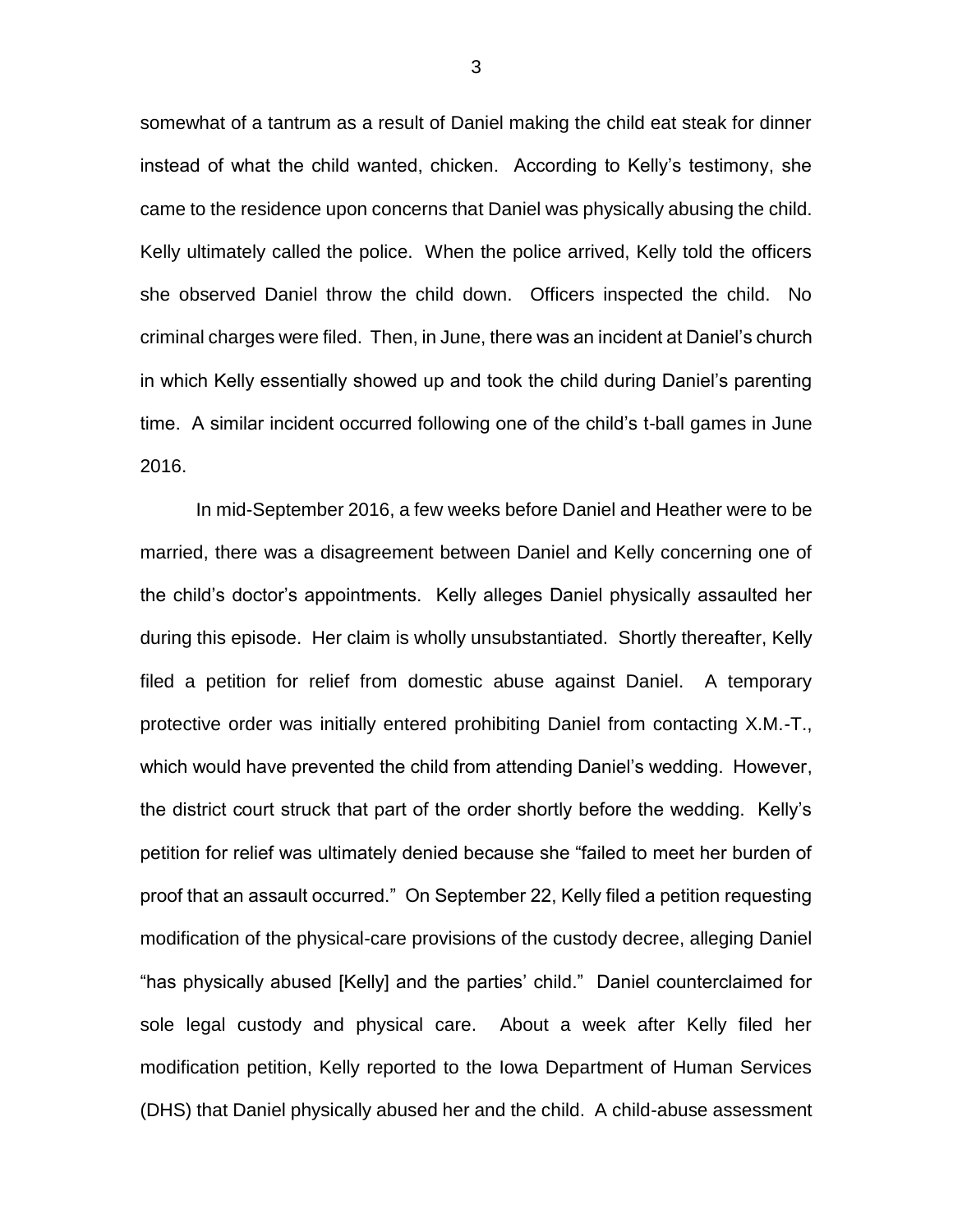somewhat of a tantrum as a result of Daniel making the child eat steak for dinner instead of what the child wanted, chicken. According to Kelly's testimony, she came to the residence upon concerns that Daniel was physically abusing the child. Kelly ultimately called the police. When the police arrived, Kelly told the officers she observed Daniel throw the child down. Officers inspected the child. No criminal charges were filed. Then, in June, there was an incident at Daniel's church in which Kelly essentially showed up and took the child during Daniel's parenting time. A similar incident occurred following one of the child's t-ball games in June 2016.

In mid-September 2016, a few weeks before Daniel and Heather were to be married, there was a disagreement between Daniel and Kelly concerning one of the child's doctor's appointments. Kelly alleges Daniel physically assaulted her during this episode. Her claim is wholly unsubstantiated. Shortly thereafter, Kelly filed a petition for relief from domestic abuse against Daniel. A temporary protective order was initially entered prohibiting Daniel from contacting X.M.-T., which would have prevented the child from attending Daniel's wedding. However, the district court struck that part of the order shortly before the wedding. Kelly's petition for relief was ultimately denied because she "failed to meet her burden of proof that an assault occurred." On September 22, Kelly filed a petition requesting modification of the physical-care provisions of the custody decree, alleging Daniel "has physically abused [Kelly] and the parties' child." Daniel counterclaimed for sole legal custody and physical care. About a week after Kelly filed her modification petition, Kelly reported to the Iowa Department of Human Services (DHS) that Daniel physically abused her and the child. A child-abuse assessment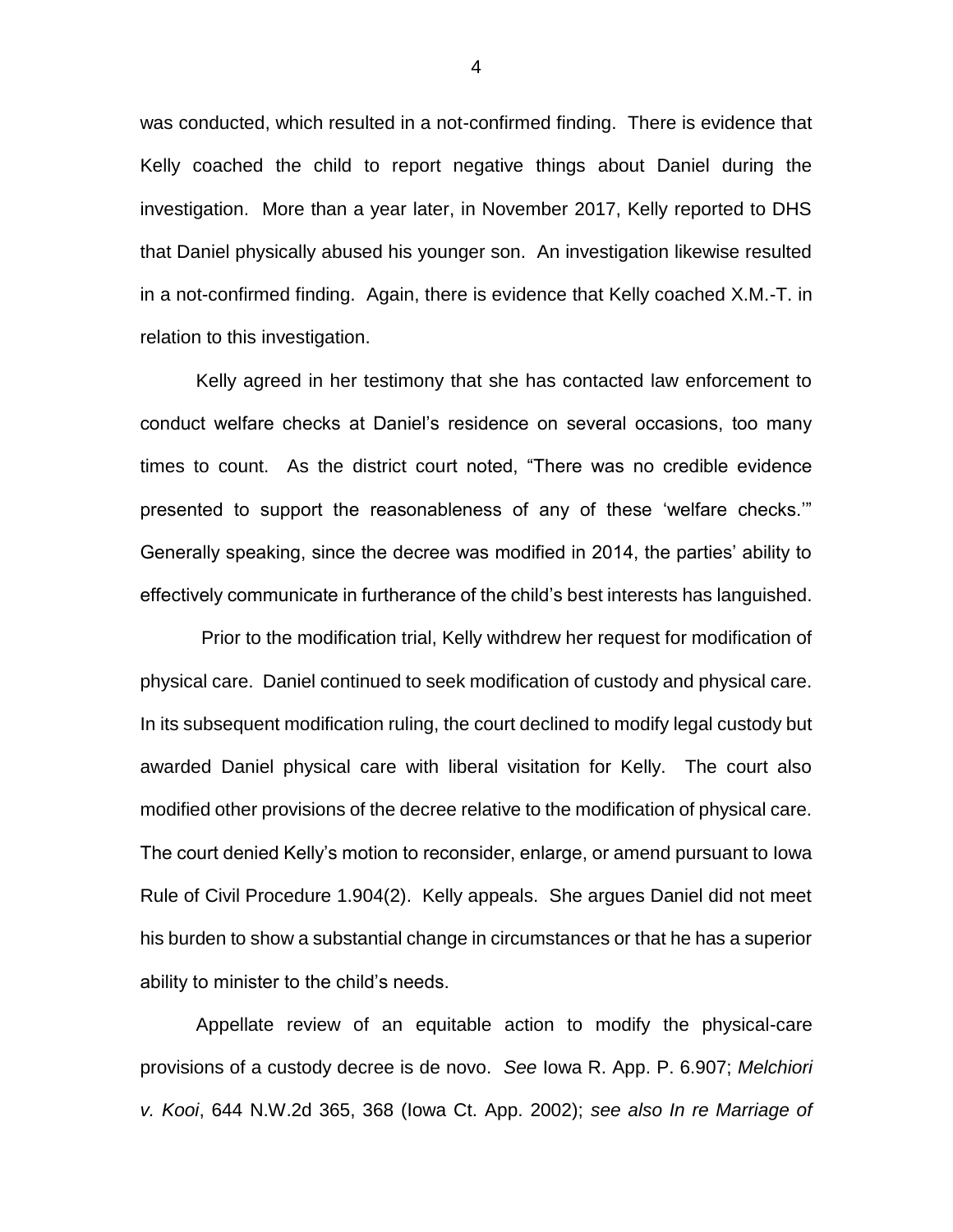was conducted, which resulted in a not-confirmed finding. There is evidence that Kelly coached the child to report negative things about Daniel during the investigation. More than a year later, in November 2017, Kelly reported to DHS that Daniel physically abused his younger son. An investigation likewise resulted in a not-confirmed finding. Again, there is evidence that Kelly coached X.M.-T. in relation to this investigation.

Kelly agreed in her testimony that she has contacted law enforcement to conduct welfare checks at Daniel's residence on several occasions, too many times to count. As the district court noted, "There was no credible evidence presented to support the reasonableness of any of these 'welfare checks.'" Generally speaking, since the decree was modified in 2014, the parties' ability to effectively communicate in furtherance of the child's best interests has languished.

Prior to the modification trial, Kelly withdrew her request for modification of physical care. Daniel continued to seek modification of custody and physical care. In its subsequent modification ruling, the court declined to modify legal custody but awarded Daniel physical care with liberal visitation for Kelly. The court also modified other provisions of the decree relative to the modification of physical care. The court denied Kelly's motion to reconsider, enlarge, or amend pursuant to Iowa Rule of Civil Procedure 1.904(2). Kelly appeals. She argues Daniel did not meet his burden to show a substantial change in circumstances or that he has a superior ability to minister to the child's needs.

Appellate review of an equitable action to modify the physical-care provisions of a custody decree is de novo. *See* Iowa R. App. P. 6.907; *Melchiori v. Kooi*, 644 N.W.2d 365, 368 (Iowa Ct. App. 2002); *see also In re Marriage of*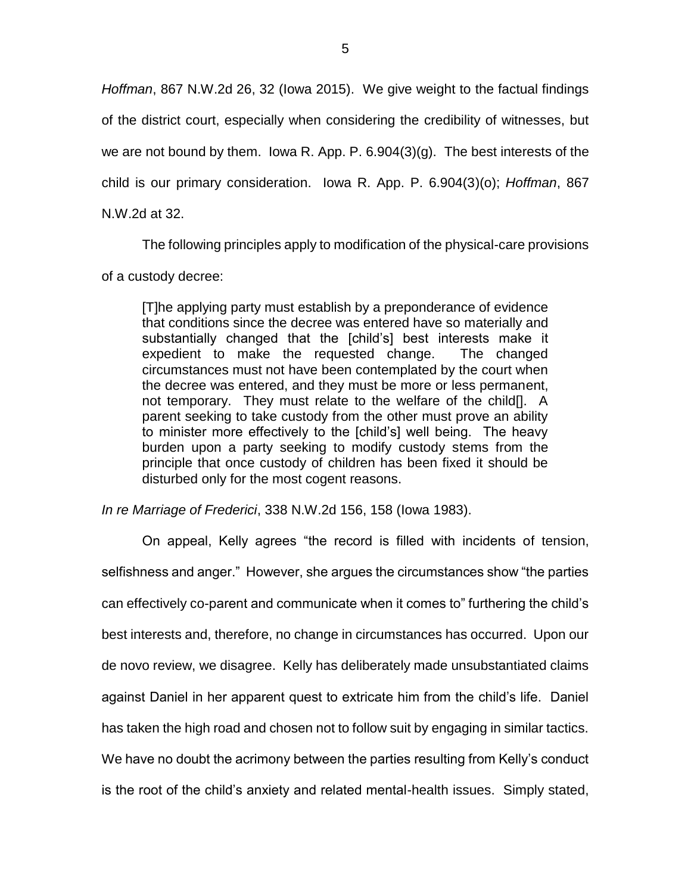*Hoffman*, 867 N.W.2d 26, 32 (Iowa 2015). We give weight to the factual findings of the district court, especially when considering the credibility of witnesses, but we are not bound by them. Iowa R. App. P. 6.904(3)(g). The best interests of the child is our primary consideration. Iowa R. App. P. 6.904(3)(o); *Hoffman*, 867 N.W.2d at 32.

The following principles apply to modification of the physical-care provisions of a custody decree:

> [T]he applying party must establish by a preponderance of evidence that conditions since the decree was entered have so materially and substantially changed that the [child's] best interests make it expedient to make the requested change. The changed circumstances must not have been contemplated by the court when the decree was entered, and they must be more or less permanent, not temporary. They must relate to the welfare of the child[]. A parent seeking to take custody from the other must prove an ability to minister more effectively to the [child's] well being. The heavy burden upon a party seeking to modify custody stems from the principle that once custody of children has been fixed it should be disturbed only for the most cogent reasons.

*In re Marriage of Frederici*, 338 N.W.2d 156, 158 (Iowa 1983).

On appeal, Kelly agrees "the record is filled with incidents of tension, selfishness and anger." However, she argues the circumstances show "the parties can effectively co-parent and communicate when it comes to" furthering the child's best interests and, therefore, no change in circumstances has occurred. Upon our de novo review, we disagree. Kelly has deliberately made unsubstantiated claims against Daniel in her apparent quest to extricate him from the child's life. Daniel has taken the high road and chosen not to follow suit by engaging in similar tactics. We have no doubt the acrimony between the parties resulting from Kelly's conduct is the root of the child's anxiety and related mental-health issues. Simply stated,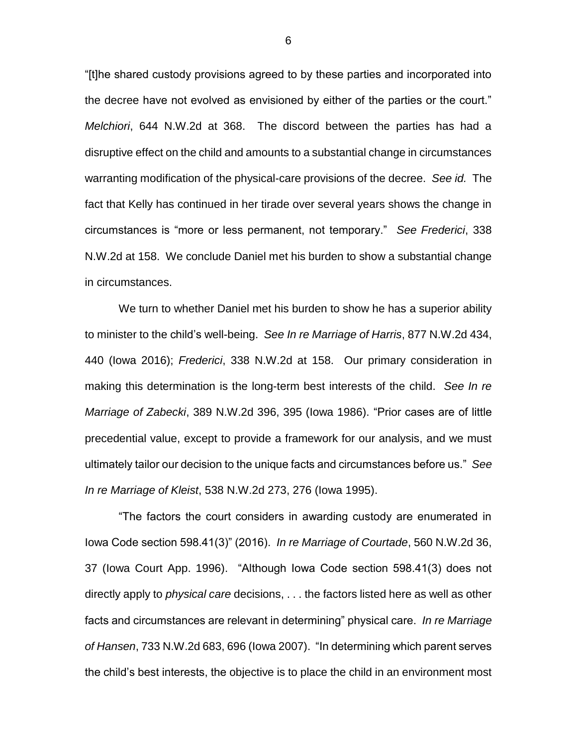"[t]he shared custody provisions agreed to by these parties and incorporated into the decree have not evolved as envisioned by either of the parties or the court." *Melchiori*, 644 N.W.2d at 368. The discord between the parties has had a disruptive effect on the child and amounts to a substantial change in circumstances warranting modification of the physical-care provisions of the decree. *See id.* The fact that Kelly has continued in her tirade over several years shows the change in circumstances is "more or less permanent, not temporary." *See Frederici*, 338 N.W.2d at 158. We conclude Daniel met his burden to show a substantial change in circumstances.

We turn to whether Daniel met his burden to show he has a superior ability to minister to the child's well-being. *See In re Marriage of Harris*, 877 N.W.2d 434, 440 (Iowa 2016); *Frederici*, 338 N.W.2d at 158. Our primary consideration in making this determination is the long-term best interests of the child. *See In re Marriage of Zabecki*, 389 N.W.2d 396, 395 (Iowa 1986). "Prior cases are of little precedential value, except to provide a framework for our analysis, and we must ultimately tailor our decision to the unique facts and circumstances before us." *See In re Marriage of Kleist*, 538 N.W.2d 273, 276 (Iowa 1995).

"The factors the court considers in awarding custody are enumerated in Iowa Code section 598.41(3)" (2016). *In re Marriage of Courtade*, 560 N.W.2d 36, 37 (Iowa Court App. 1996). "Although Iowa Code section 598.41(3) does not directly apply to *physical care* decisions, . . . the factors listed here as well as other facts and circumstances are relevant in determining" physical care. *In re Marriage of Hansen*, 733 N.W.2d 683, 696 (Iowa 2007). "In determining which parent serves the child's best interests, the objective is to place the child in an environment most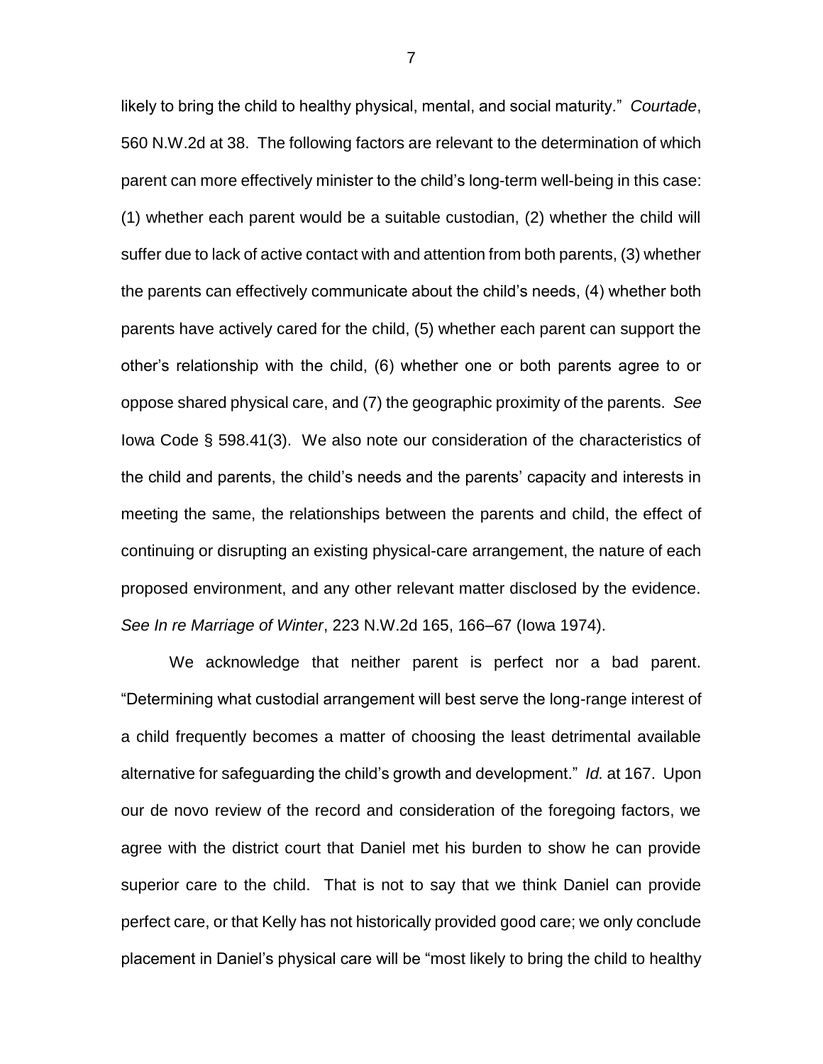likely to bring the child to healthy physical, mental, and social maturity." *Courtade*, 560 N.W.2d at 38. The following factors are relevant to the determination of which parent can more effectively minister to the child's long-term well-being in this case: (1) whether each parent would be a suitable custodian, (2) whether the child will suffer due to lack of active contact with and attention from both parents, (3) whether the parents can effectively communicate about the child's needs, (4) whether both parents have actively cared for the child, (5) whether each parent can support the other's relationship with the child, (6) whether one or both parents agree to or oppose shared physical care, and (7) the geographic proximity of the parents. *See* Iowa Code § 598.41(3). We also note our consideration of the characteristics of the child and parents, the child's needs and the parents' capacity and interests in meeting the same, the relationships between the parents and child, the effect of continuing or disrupting an existing physical-care arrangement, the nature of each proposed environment, and any other relevant matter disclosed by the evidence. *See In re Marriage of Winter*, 223 N.W.2d 165, 166–67 (Iowa 1974).

We acknowledge that neither parent is perfect nor a bad parent. "Determining what custodial arrangement will best serve the long-range interest of a child frequently becomes a matter of choosing the least detrimental available alternative for safeguarding the child's growth and development." *Id.* at 167. Upon our de novo review of the record and consideration of the foregoing factors, we agree with the district court that Daniel met his burden to show he can provide superior care to the child. That is not to say that we think Daniel can provide perfect care, or that Kelly has not historically provided good care; we only conclude placement in Daniel's physical care will be "most likely to bring the child to healthy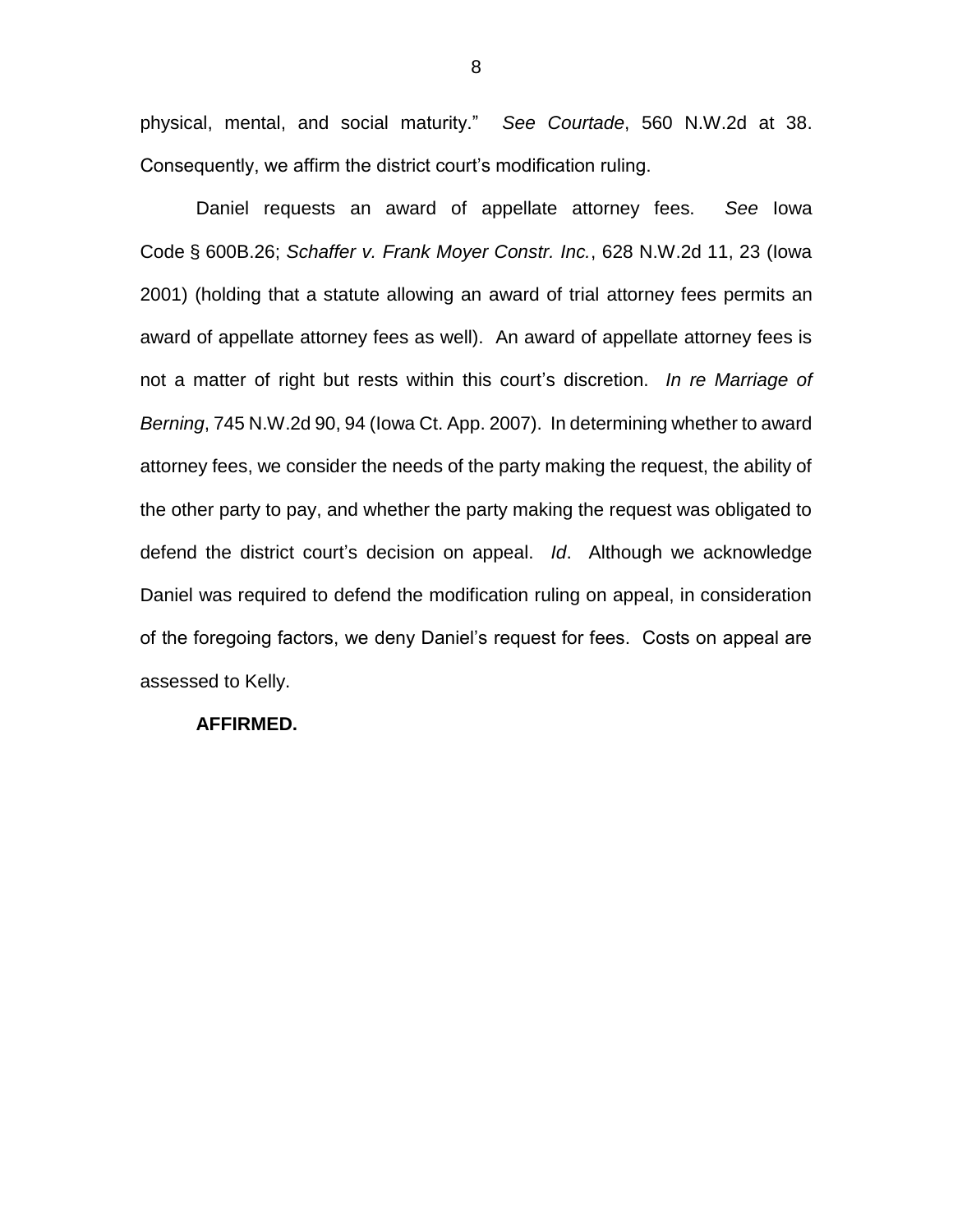physical, mental, and social maturity." *See Courtade*, 560 N.W.2d at 38. Consequently, we affirm the district court's modification ruling.

Daniel requests an award of appellate attorney fees. *See* Iowa Code § 600B.26; *Schaffer v. Frank Moyer Constr. Inc.*, 628 N.W.2d 11, 23 (Iowa 2001) (holding that a statute allowing an award of trial attorney fees permits an award of appellate attorney fees as well). An award of appellate attorney fees is not a matter of right but rests within this court's discretion. *In re Marriage of Berning*, 745 N.W.2d 90, 94 (Iowa Ct. App. 2007). In determining whether to award attorney fees, we consider the needs of the party making the request, the ability of the other party to pay, and whether the party making the request was obligated to defend the district court's decision on appeal. *Id*. Although we acknowledge Daniel was required to defend the modification ruling on appeal, in consideration of the foregoing factors, we deny Daniel's request for fees. Costs on appeal are assessed to Kelly.

**AFFIRMED.**